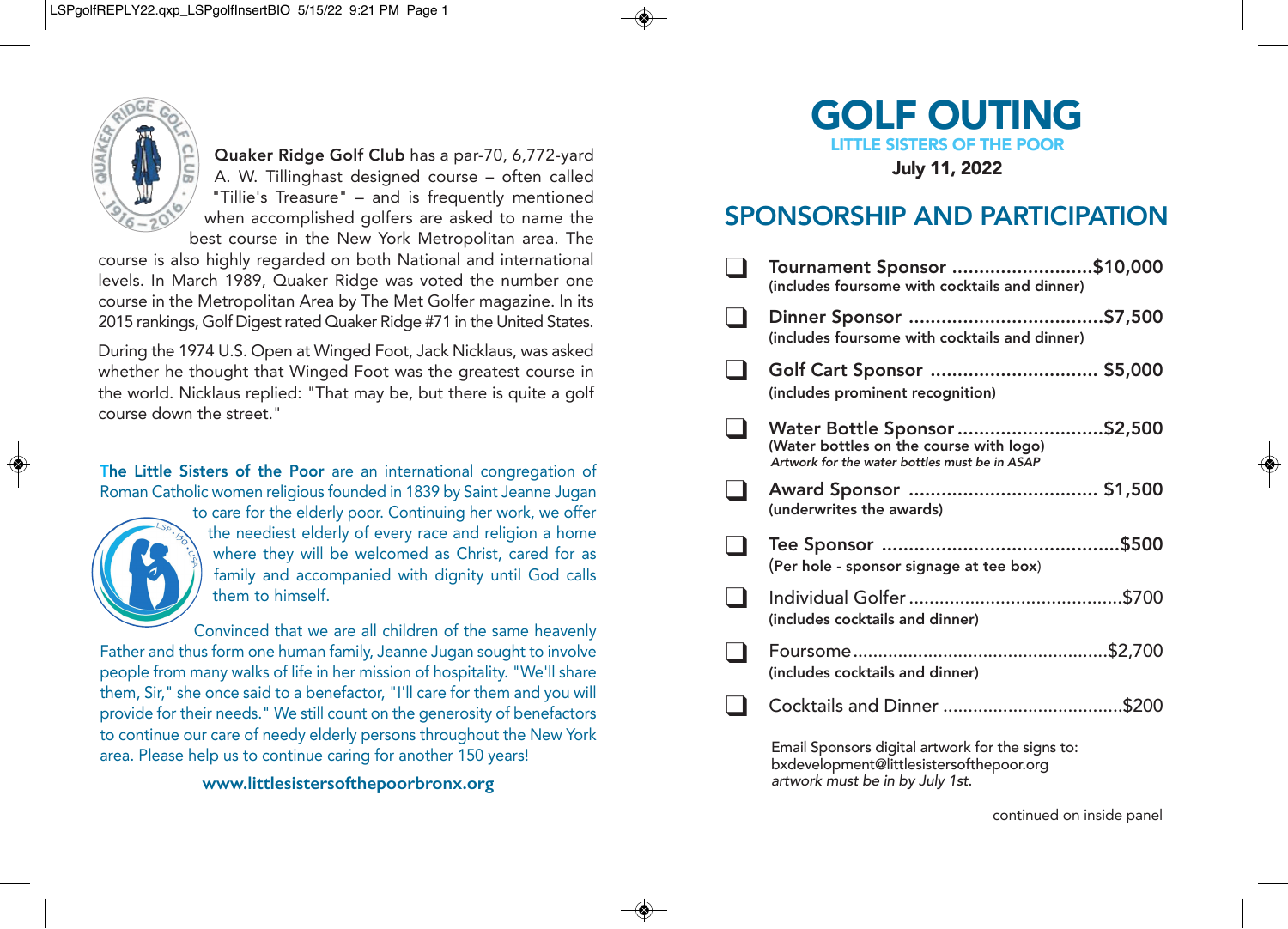**Quaker Ridge Golf Club** has a par-70, 6,772-yard A. W. Tillinghast designed course – often called "Tillie's Treasure" – and is frequently mentioned when accomplished golfers are asked to name the best course in the New York Metropolitan area. The course is also highly regarded on both National and international levels. In March 1989, Quaker Ridge was voted the number one course in the Metropolitan Area by The Met Golfer magazine. In its 2015 rankings, Golf Digest rated Quaker Ridge #71 in the United States.

During the 1974 U.S. Open at Winged Foot, Jack Nicklaus, was asked whether he thought that Winged Foot was the greatest course in the world. Nicklaus replied: "That may be, but there is quite a golf course down the street."

**The Little Sisters of the Poor** are an international congregation of Roman Catholic women religious founded in 1839 by Saint Jeanne Jugan to care for the elderly poor. Continuing her work, we offer the neediest elderly of every race and religion a home where they will be welcomed as Christ, cared for as family and accompanied with dignity until God calls them to himself.

Convinced that we are all children of the same heavenly Father and thus form one human family, Jeanne Jugan sought to involve people from many walks of life in her mission of hospitality. "We'll share them, Sir," she once said to a benefactor, "I'll care for them and you will provide for their needs." We still count on the generosity of benefactors to continue our care of needy elderly persons throughout the New York area. Please help us to continue caring for another 150 years!

**www.littlesistersofthepoorbronx.org**

# GOLF OUTING

**LITTLE SISTERS OF THE POOR**

**July 11, 2022**

## SPONSORSHIP AND PARTICIPATION

- ❑ **Tournament Sponsor** .......................... **$10,000**
  **(includes foursome with cocktails and dinner)**
- ❑ **Dinner Sponsor** .................................... **$7,500**
  **(includes foursome with cocktails and dinner)**
- ❑ **Golf Cart Sponsor** ............................... **$5,000**
  **(includes prominent recognition)**
- ❑ **Water Bottle Sponsor** ........................... **$2,500**
  **(Water bottles on the course with logo)**
  ***Artwork for the water bottles must be in ASAP***
- ❑ **Award Sponsor** .................................. **$1,500**
  **(underwrites the awards)**
- ❑ **Tee Sponsor** ............................................ **$500**
  **(Per hole - sponsor signage at tee box)**
- ❑ Individual Golfer .......................................... $700
  **(includes cocktails and dinner)**
- ❑ Foursome .................................................. $2,700
  **(includes cocktails and dinner)**
- ❑ Cocktails and Dinner .................................... $200

Email Sponsors digital artwork for the signs to:
bxdevelopment@littlesistersofthepoor.org
*artwork must be in by July 1st.*

continued on inside panel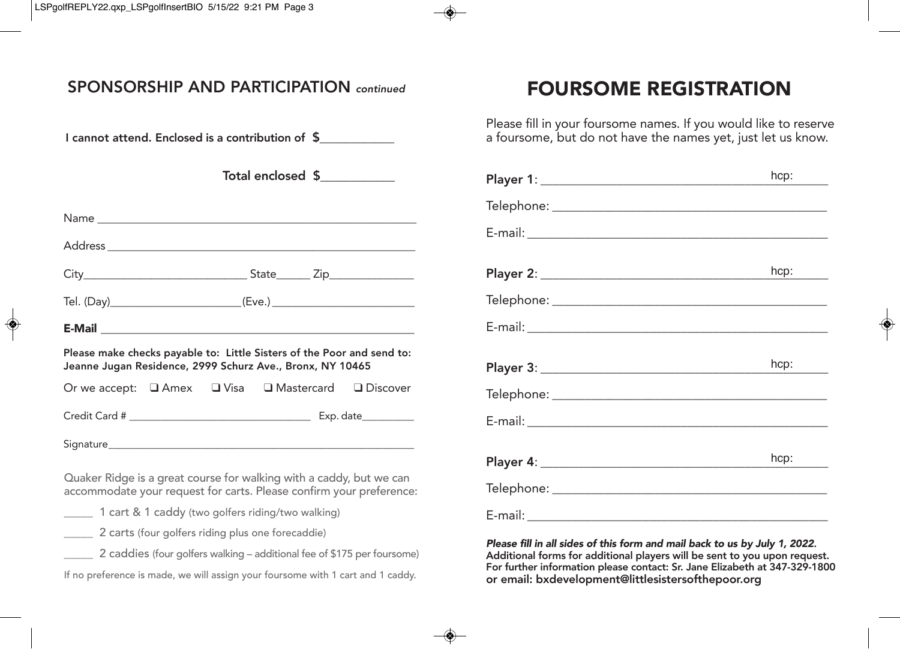## SPONSORSHIP AND PARTICIPATION *continued*

**I cannot attend. Enclosed is a contribution of $____________**

**Total enclosed $____________**

Name ______________________________________________________

Address ____________________________________________________

City____________________________ State______ Zip______________

Tel. (Day)______________________(Eve.) ________________________

**E-Mail** ______________________________________________________

**Please make checks payable to: Little Sisters of the Poor and send to: Jeanne Jugan Residence, 2999 Schurz Ave., Bronx, NY 10465**

Or we accept: ❑ Amex ❑ Visa ❑ Mastercard ❑ Discover

Credit Card # ________________________________ Exp. date__________

Signature_____________________________________________________

Quaker Ridge is a great course for walking with a caddy, but we can accommodate your request for carts. Please confirm your preference:

_____ 1 cart & 1 caddy (two golfers riding/two walking)

_____ 2 carts (four golfers riding plus one forecaddie)

_____ 2 caddies (four golfers walking – additional fee of $175 per foursome)

If no preference is made, we will assign your foursome with 1 cart and 1 caddy.

# FOURSOME REGISTRATION

Please fill in your foursome names. If you would like to reserve a foursome, but do not have the names yet, just let us know.

**Player 1**: ________________________________________ hcp: ______

Telephone: ________________________________________________

E-mail: ___________________________________________________

**Player 2**: ________________________________________ hcp: ______

Telephone: ________________________________________________

E-mail: ___________________________________________________

**Player 3**: ________________________________________ hcp: ______

Telephone: ________________________________________________

E-mail: ___________________________________________________

**Player 4**: ________________________________________ hcp: ______

Telephone: ________________________________________________

E-mail: ___________________________________________________

***Please fill in all sides of this form and mail back to us by July 1, 2022.***
**Additional forms for additional players will be sent to you upon request.**
**For further information please contact: Sr. Jane Elizabeth at 347-329-1800 or email: bxdevelopment@littlesistersofthepoor.org**